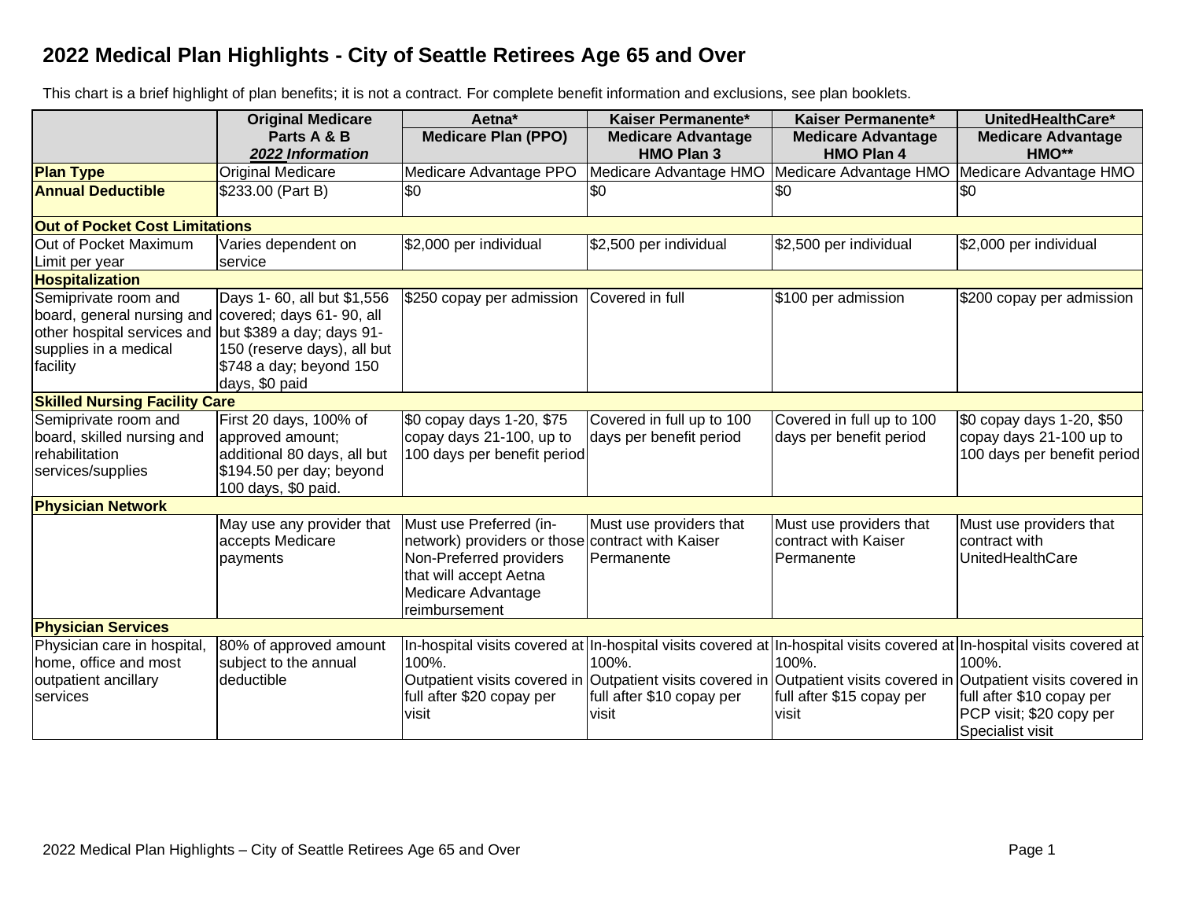# 2022 Medical Plan Highlights - City of Seattle Retirees Age 65 and Over

This chart is a brief highlight of plan benefits; it is not a contract. For complete benefit information and exclusions, see plan booklets.

| | **Original Medicare Parts A & B** ***2022 Information*** | **Aetna*** **Medicare Plan (PPO)** | **Kaiser Permanente*** **Medicare Advantage HMO Plan 3** | **Kaiser Permanente*** **Medicare Advantage HMO Plan 4** | **UnitedHealthCare*** **Medicare Advantage HMO**** |
|---|---|---|---|---|---|
| **Plan Type** | Original Medicare | Medicare Advantage PPO | Medicare Advantage HMO | Medicare Advantage HMO | Medicare Advantage HMO |
| **Annual Deductible** | $233.00 (Part B) | $0 | $0 | $0 | $0 |
| **Out of Pocket Cost Limitations** | | | | | |
| Out of Pocket Maximum Limit per year | Varies dependent on service | $2,000 per individual | $2,500 per individual | $2,500 per individual | $2,000 per individual |
| **Hospitalization** | | | | | |
| Semiprivate room and board, general nursing and other hospital services and supplies in a medical facility | Days 1- 60, all but $1,556 covered; days 61- 90, all but $389 a day; days 91-150 (reserve days), all but $748 a day; beyond 150 days, $0 paid | $250 copay per admission | Covered in full | $100 per admission | $200 copay per admission |
| **Skilled Nursing Facility Care** | | | | | |
| Semiprivate room and board, skilled nursing and rehabilitation services/supplies | First 20 days, 100% of approved amount; additional 80 days, all but $194.50 per day; beyond 100 days, $0 paid. | $0 copay days 1-20, $75 copay days 21-100, up to 100 days per benefit period | Covered in full up to 100 days per benefit period | Covered in full up to 100 days per benefit period | $0 copay days 1-20, $50 copay days 21-100 up to 100 days per benefit period |
| **Physician Network** | | | | | |
| | May use any provider that accepts Medicare payments | Must use Preferred (in-network) providers or those Non-Preferred providers that will accept Aetna Medicare Advantage reimbursement | Must use providers that contract with Kaiser Permanente | Must use providers that contract with Kaiser Permanente | Must use providers that contract with UnitedHealthCare |
| **Physician Services** | | | | | |
| Physician care in hospital, home, office and most outpatient ancillary services | 80% of approved amount subject to the annual deductible | In-hospital visits covered at 100%. Outpatient visits covered in full after $20 copay per visit | In-hospital visits covered at 100%. Outpatient visits covered in full after $10 copay per visit | In-hospital visits covered at 100%. Outpatient visits covered in full after $15 copay per visit | In-hospital visits covered at 100%. Outpatient visits covered in full after $10 copay per PCP visit; $20 copy per Specialist visit |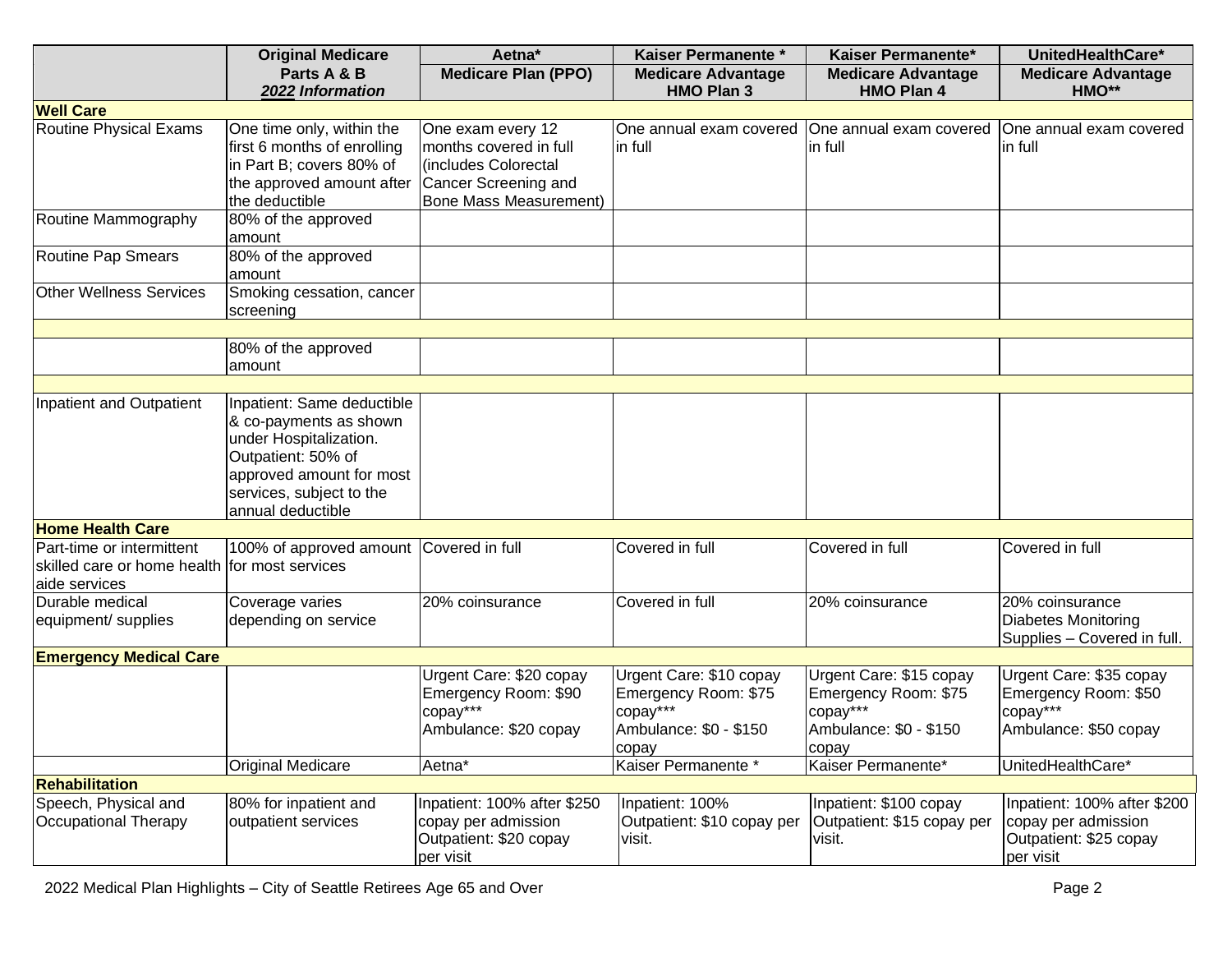| | Original Medicare Parts A & B ***2022 Information*** | Aetna* Medicare Plan (PPO) | Kaiser Permanente * Medicare Advantage HMO Plan 3 | Kaiser Permanente* Medicare Advantage HMO Plan 4 | UnitedHealthCare* Medicare Advantage HMO** |
|---|---|---|---|---|---|
| **Well Care** | | | | | |
| Routine Physical Exams | One time only, within the first 6 months of enrolling in Part B; covers 80% of the approved amount after the deductible | One exam every 12 months covered in full (includes Colorectal Cancer Screening and Bone Mass Measurement) | One annual exam covered in full | One annual exam covered in full | One annual exam covered in full |
| Routine Mammography | 80% of the approved amount | | | | |
| Routine Pap Smears | 80% of the approved amount | | | | |
| Other Wellness Services | Smoking cessation, cancer screening | | | | |
| | | | | | |
| | 80% of the approved amount | | | | |
| | | | | | |
| Inpatient and Outpatient | Inpatient: Same deductible & co-payments as shown under Hospitalization. Outpatient: 50% of approved amount for most services, subject to the annual deductible | | | | |
| **Home Health Care** | | | | | |
| Part-time or intermittent skilled care or home health aide services | 100% of approved amount for most services | Covered in full | Covered in full | Covered in full | Covered in full |
| Durable medical equipment/ supplies | Coverage varies depending on service | 20% coinsurance | Covered in full | 20% coinsurance | 20% coinsurance Diabetes Monitoring Supplies – Covered in full. |
| **Emergency Medical Care** | | | | | |
| | | Urgent Care: $20 copay Emergency Room: $90 copay*** Ambulance: $20 copay | Urgent Care: $10 copay Emergency Room: $75 copay*** Ambulance: $0 - $150 copay | Urgent Care: $15 copay Emergency Room: $75 copay*** Ambulance: $0 - $150 copay | Urgent Care: $35 copay Emergency Room: $50 copay*** Ambulance: $50 copay |
| | Original Medicare | Aetna* | Kaiser Permanente * | Kaiser Permanente* | UnitedHealthCare* |
| **Rehabilitation** | | | | | |
| Speech, Physical and Occupational Therapy | 80% for inpatient and outpatient services | Inpatient: 100% after $250 copay per admission Outpatient: $20 copay per visit | Inpatient: 100% Outpatient: $10 copay per visit. | Inpatient: $100 copay Outpatient: $15 copay per visit. | Inpatient: 100% after $200 copay per admission Outpatient: $25 copay per visit |

2022 Medical Plan Highlights – City of Seattle Retirees Age 65 and Over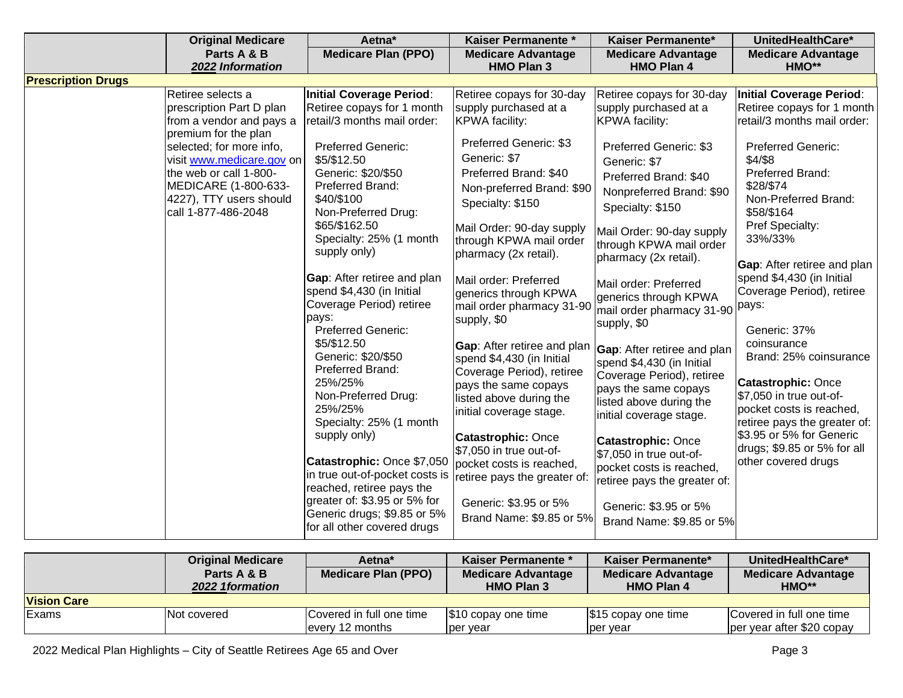| | Original Medicare Parts A & B *2022 Information* | Aetna* Medicare Plan (PPO) | Kaiser Permanente * Medicare Advantage HMO Plan 3 | Kaiser Permanente* Medicare Advantage HMO Plan 4 | UnitedHealthCare* Medicare Advantage HMO** |
|---|---|---|---|---|---|
| **Prescription Drugs** | | | | | |
| | Retiree selects a prescription Part D plan from a vendor and pays a premium for the plan selected; for more info, visit www.medicare.gov on the web or call 1-800-MEDICARE (1-800-633-4227), TTY users should call 1-877-486-2048 | **Initial Coverage Period**: Retiree copays for 1 month retail/3 months mail order:<br><br>Preferred Generic: $5/$12.50<br>Generic: $20/$50<br>Preferred Brand: $40/$100<br>Non-Preferred Drug: $65/$162.50<br>Specialty: 25% (1 month supply only)<br><br>**Gap**: After retiree and plan spend $4,430 (in Initial Coverage Period) retiree pays:<br>Preferred Generic: $5/$12.50<br>Generic: $20/$50<br>Preferred Brand: 25%/25%<br>Non-Preferred Drug: 25%/25%<br>Specialty: 25% (1 month supply only)<br><br>**Catastrophic:** Once $7,050 in true out-of-pocket costs is reached, retiree pays the greater of: $3.95 or 5% for Generic drugs; $9.85 or 5% for all other covered drugs | Retiree copays for 30-day supply purchased at a KPWA facility:<br><br>Preferred Generic: $3<br>Generic: $7<br>Preferred Brand: $40<br>Non-preferred Brand: $90<br>Specialty: $150<br><br>Mail Order: 90-day supply through KPWA mail order pharmacy (2x retail).<br><br>Mail order: Preferred generics through KPWA mail order pharmacy 31-90 supply, $0<br><br>**Gap**: After retiree and plan spend $4,430 (in Initial Coverage Period), retiree pays the same copays listed above during the initial coverage stage.<br><br>**Catastrophic:** Once $7,050 in true out-of-pocket costs is reached, retiree pays the greater of:<br><br>Generic: $3.95 or 5%<br>Brand Name: $9.85 or 5% | Retiree copays for 30-day supply purchased at a KPWA facility:<br><br>Preferred Generic: $3<br>Generic: $7<br>Preferred Brand: $40<br>Nonpreferred Brand: $90<br>Specialty: $150<br><br>Mail Order: 90-day supply through KPWA mail order pharmacy (2x retail).<br><br>Mail order: Preferred generics through KPWA mail order pharmacy 31-90 supply, $0<br><br>**Gap**: After retiree and plan spend $4,430 (in Initial Coverage Period), retiree pays the same copays listed above during the initial coverage stage.<br><br>**Catastrophic:** Once $7,050 in true out-of-pocket costs is reached, retiree pays the greater of:<br><br>Generic: $3.95 or 5%<br>Brand Name: $9.85 or 5% | **Initial Coverage Period**: Retiree copays for 1 month retail/3 months mail order:<br><br>Preferred Generic: $4/$8<br>Preferred Brand: $28/$74<br>Non-Preferred Brand: $58/$164<br>Pref Specialty: 33%/33%<br><br>**Gap**: After retiree and plan spend $4,430 (in Initial Coverage Period), retiree pays:<br><br>Generic: 37% coinsurance<br>Brand: 25% coinsurance<br><br>**Catastrophic:** Once $7,050 in true out-of-pocket costs is reached, retiree pays the greater of: $3.95 or 5% for Generic drugs; $9.85 or 5% for all other covered drugs |

| | Original Medicare Parts A & B *2022 1formation* | Aetna* Medicare Plan (PPO) | Kaiser Permanente * Medicare Advantage HMO Plan 3 | Kaiser Permanente* Medicare Advantage HMO Plan 4 | UnitedHealthCare* Medicare Advantage HMO** |
|---|---|---|---|---|---|
| **Vision Care** | | | | | |
| Exams | Not covered | Covered in full one time every 12 months | $10 copay one time per year | $15 copay one time per year | Covered in full one time per year after $20 copay |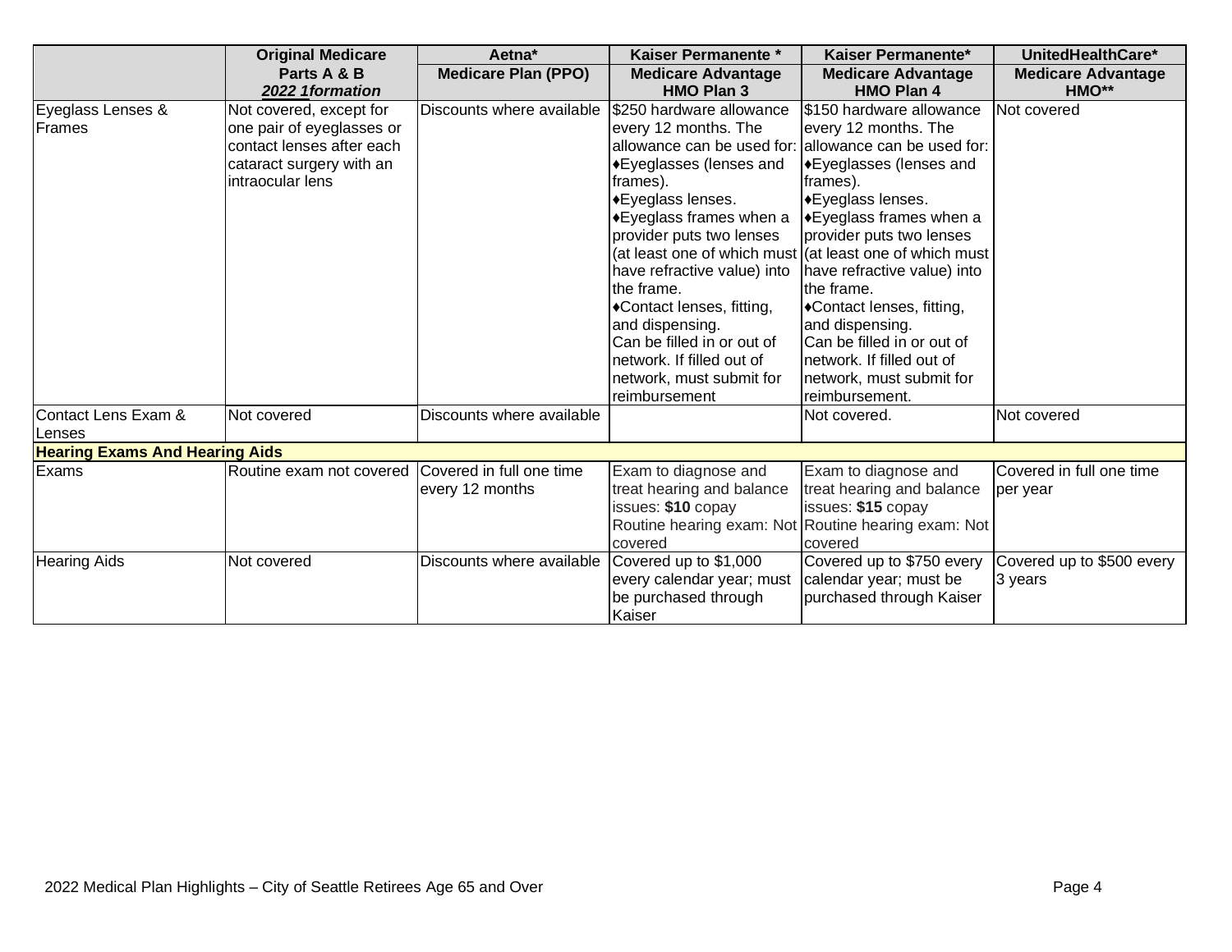| | Original Medicare Parts A & B *2022 1formation* | Aetna* Medicare Plan (PPO) | Kaiser Permanente * Medicare Advantage HMO Plan 3 | Kaiser Permanente* Medicare Advantage HMO Plan 4 | UnitedHealthCare* Medicare Advantage HMO** |
|---|---|---|---|---|---|
| Eyeglass Lenses & Frames | Not covered, except for one pair of eyeglasses or contact lenses after each cataract surgery with an intraocular lens | Discounts where available | $250 hardware allowance every 12 months. The allowance can be used for: ♦Eyeglasses (lenses and frames). ♦Eyeglass lenses. ♦Eyeglass frames when a provider puts two lenses (at least one of which must have refractive value) into the frame. ♦Contact lenses, fitting, and dispensing. Can be filled in or out of network. If filled out of network, must submit for reimbursement | $150 hardware allowance every 12 months. The allowance can be used for: ♦Eyeglasses (lenses and frames). ♦Eyeglass lenses. ♦Eyeglass frames when a provider puts two lenses (at least one of which must have refractive value) into the frame. ♦Contact lenses, fitting, and dispensing. Can be filled in or out of network. If filled out of network, must submit for reimbursement. | Not covered |
| Contact Lens Exam & Lenses | Not covered | Discounts where available | | Not covered. | Not covered |
| **Hearing Exams And Hearing Aids** | | | | | |
| Exams | Routine exam not covered | Covered in full one time every 12 months | Exam to diagnose and treat hearing and balance issues: **$10** copay Routine hearing exam: Not covered | Exam to diagnose and treat hearing and balance issues: **$15** copay Routine hearing exam: Not covered | Covered in full one time per year |
| Hearing Aids | Not covered | Discounts where available | Covered up to $1,000 every calendar year; must be purchased through Kaiser | Covered up to $750 every calendar year; must be purchased through Kaiser | Covered up to $500 every 3 years |

2022 Medical Plan Highlights – City of Seattle Retirees Age 65 and Over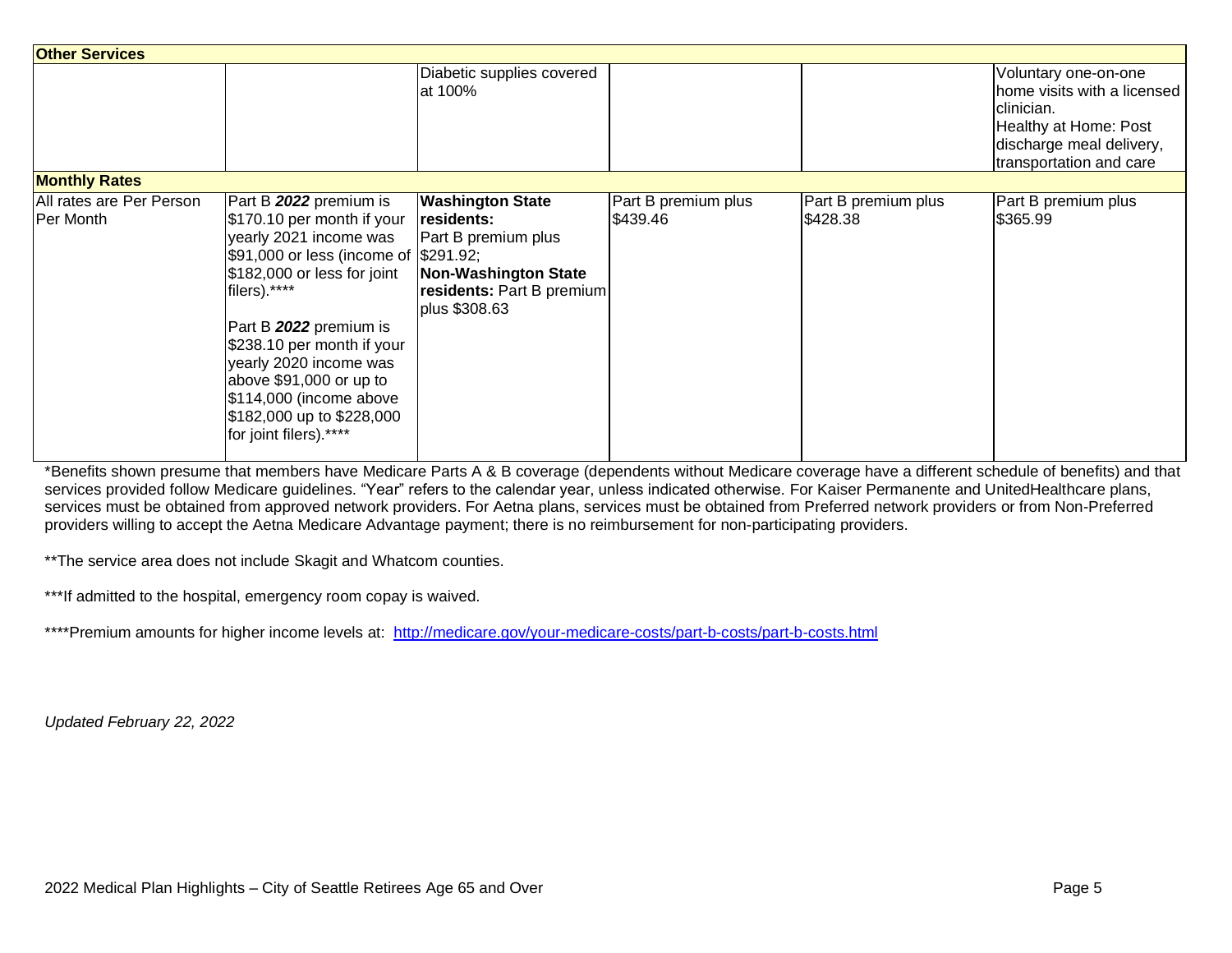| | | | | | |
|---|---|---|---|---|---|
| **Other Services** | | | | | |
| | | Diabetic supplies covered at 100% | | | Voluntary one-on-one home visits with a licensed clinician.<br>Healthy at Home: Post discharge meal delivery, transportation and care |
| **Monthly Rates** | | | | | |
| All rates are Per Person Per Month | Part B ***2022*** premium is $170.10 per month if your yearly 2021 income was $91,000 or less (income of $182,000 or less for joint filers).****<br><br>Part B ***2022*** premium is $238.10 per month if your yearly 2020 income was above $91,000 or up to $114,000 (income above $182,000 up to $228,000 for joint filers).**** | **Washington State residents:** Part B premium plus $291.92;<br>**Non-Washington State residents:** Part B premium plus $308.63 | Part B premium plus $439.46 | Part B premium plus $428.38 | Part B premium plus $365.99 |

*Benefits shown presume that members have Medicare Parts A & B coverage (dependents without Medicare coverage have a different schedule of benefits) and that services provided follow Medicare guidelines. "Year" refers to the calendar year, unless indicated otherwise. For Kaiser Permanente and UnitedHealthcare plans, services must be obtained from approved network providers. For Aetna plans, services must be obtained from Preferred network providers or from Non-Preferred providers willing to accept the Aetna Medicare Advantage payment; there is no reimbursement for non-participating providers.

**The service area does not include Skagit and Whatcom counties.

***If admitted to the hospital, emergency room copay is waived.

****Premium amounts for higher income levels at: [http://medicare.gov/your-medicare-costs/part-b-costs/part-b-costs.html](http://medicare.gov/your-medicare-costs/part-b-costs/part-b-costs.html)

*Updated February 22, 2022*